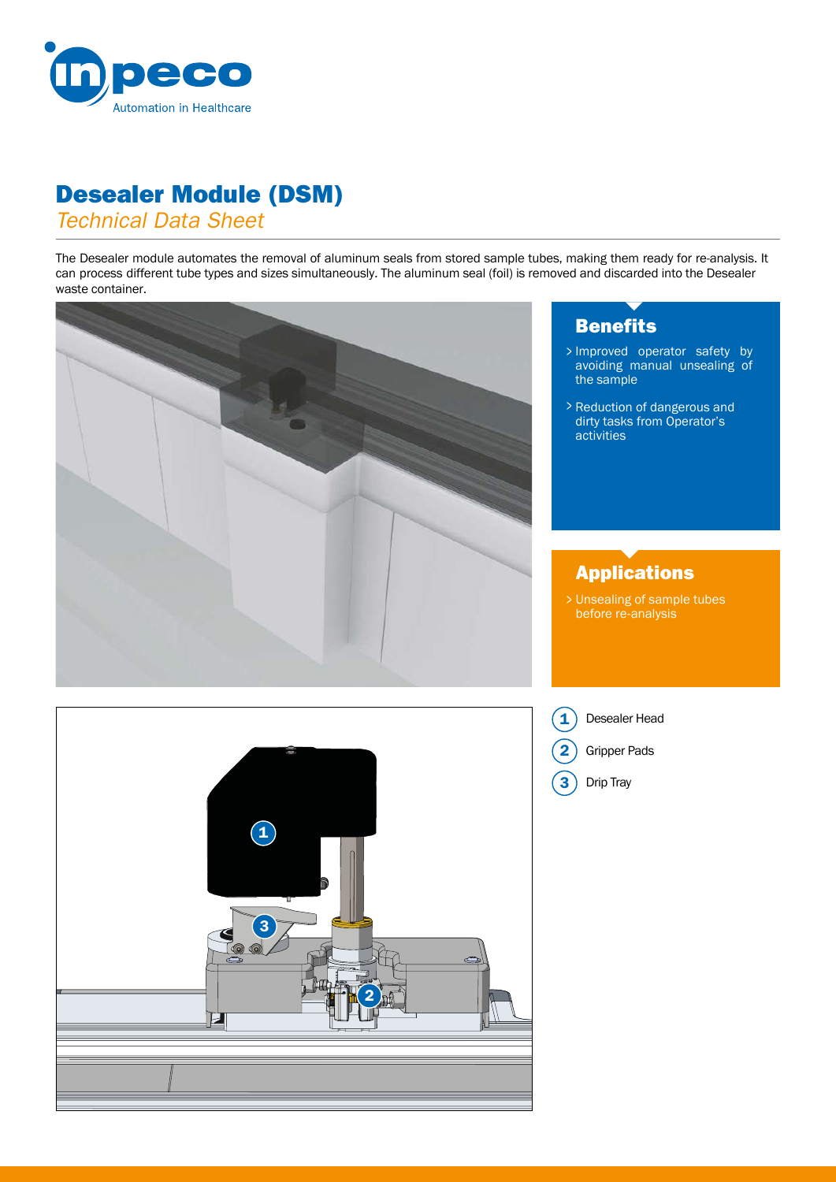# Desealer Module (DSM)

*Technical Data Sheet*

The Desealer module automates the removal of aluminum seals from stored sample tubes, making them ready for re-analysis. It can process different tube types and sizes simultaneously. The aluminum seal (foil) is removed and discarded into the Desealer waste container.

## Benefits

- Improved operator safety by avoiding manual unsealing of the sample
- Reduction of dangerous and dirty tasks from Operator's activities

## Applications

- Unsealing of sample tubes before re-analysis

1. Desealer Head
2. Gripper Pads
3. Drip Tray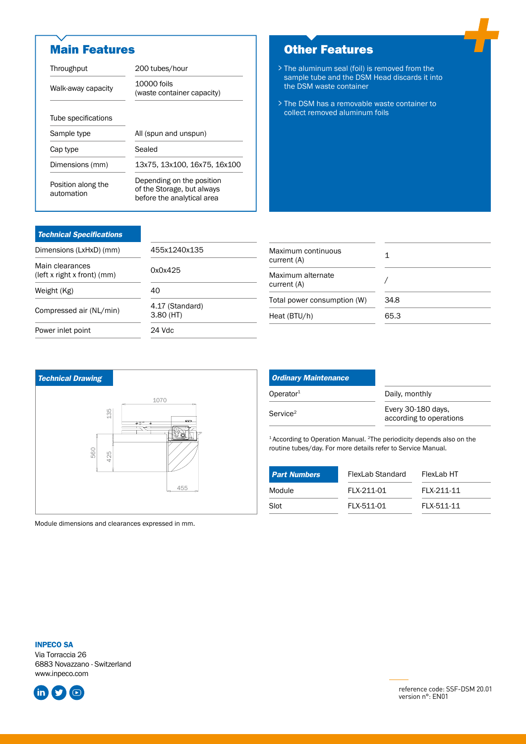## Main Features

| | |
|---|---|
| Throughput | 200 tubes/hour |
| Walk-away capacity | 10000 foils (waste container capacity) |
| Tube specifications | |
| Sample type | All (spun and unspun) |
| Cap type | Sealed |
| Dimensions (mm) | 13x75, 13x100, 16x75, 16x100 |
| Position along the automation | Depending on the position of the Storage, but always before the analytical area |

## Other Features

- The aluminum seal (foil) is removed from the sample tube and the DSM Head discards it into the DSM waste container
- The DSM has a removable waste container to collect removed aluminum foils

### *Technical Specifications*

| | |
|---|---|
| Dimensions (LxHxD) (mm) | 455x1240x135 |
| Main clearances (left x right x front) (mm) | 0x0x425 |
| Weight (Kg) | 40 |
| Compressed air (NL/min) | 4.17 (Standard) 3.80 (HT) |
| Power inlet point | 24 Vdc |
| Maximum continuous current (A) | 1 |
| Maximum alternate current (A) | / |
| Total power consumption (W) | 34.8 |
| Heat (BTU/h) | 65.3 |

### *Technical Drawing*

1070

135

560

425

455

Module dimensions and clearances expressed in mm.

### *Ordinary Maintenance*

| | |
|---|---|
| Operator[1] | Daily, monthly |
| Service[2] | Every 30-180 days, according to operations |

[1] According to Operation Manual. [2] The periodicity depends also on the routine tubes/day. For more details refer to Service Manual.

| *Part Numbers* | FlexLab Standard | FlexLab HT |
|---|---|---|
| Module | FLX-211-01 | FLX-211-11 |
| Slot | FLX-511-01 | FLX-511-11 |

**INPECO SA**
Via Torraccia 26
6883 Novazzano - Switzerland
www.inpeco.com

reference code: SSF-DSM 20.01
version n°: EN01